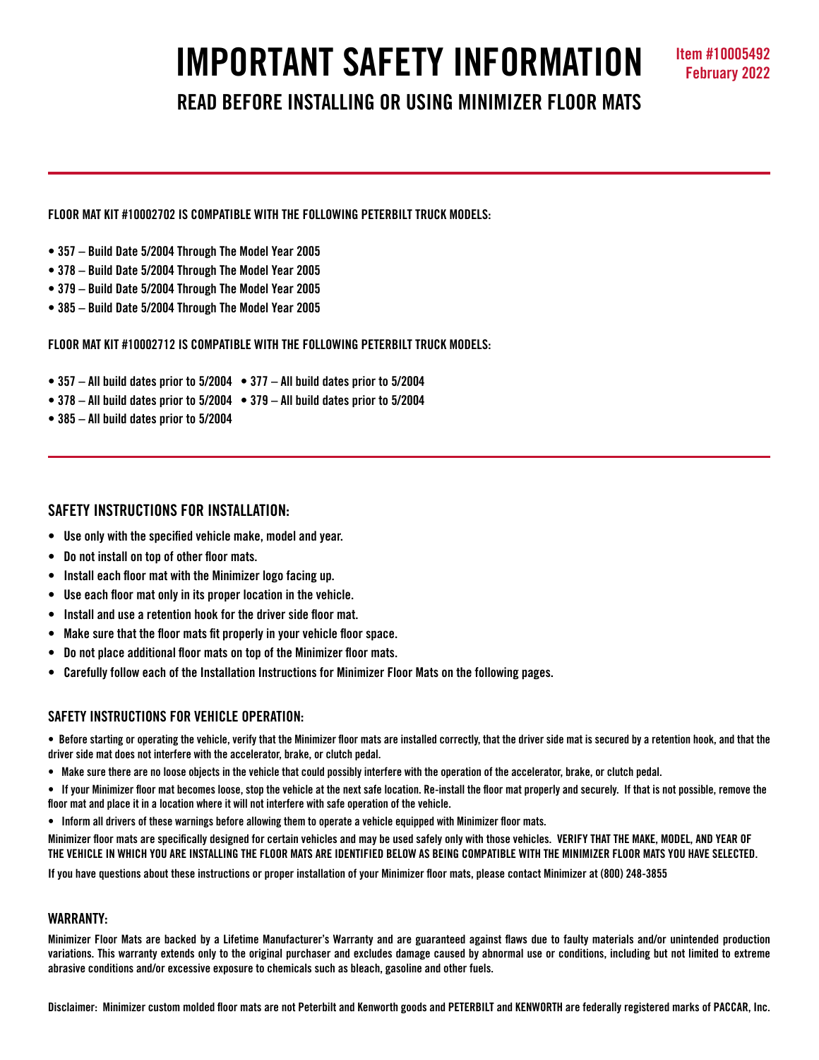# IMPORTANT SAFETY INFORMATION

**Item #10005492**
**February 2022**

## READ BEFORE INSTALLING OR USING MINIMIZER FLOOR MATS

---

**FLOOR MAT KIT #10002702 IS COMPATIBLE WITH THE FOLLOWING PETERBILT TRUCK MODELS:**

- 357 – Build Date 5/2004 Through The Model Year 2005
- 378 – Build Date 5/2004 Through The Model Year 2005
- 379 – Build Date 5/2004 Through The Model Year 2005
- 385 – Build Date 5/2004 Through The Model Year 2005

**FLOOR MAT KIT #10002712 IS COMPATIBLE WITH THE FOLLOWING PETERBILT TRUCK MODELS:**

- 357 – All build dates prior to 5/2004
- 377 – All build dates prior to 5/2004
- 378 – All build dates prior to 5/2004
- 379 – All build dates prior to 5/2004
- 385 – All build dates prior to 5/2004

---

### SAFETY INSTRUCTIONS FOR INSTALLATION:

- Use only with the specified vehicle make, model and year.
- Do not install on top of other floor mats.
- Install each floor mat with the Minimizer logo facing up.
- Use each floor mat only in its proper location in the vehicle.
- Install and use a retention hook for the driver side floor mat.
- Make sure that the floor mats fit properly in your vehicle floor space.
- Do not place additional floor mats on top of the Minimizer floor mats.
- Carefully follow each of the Installation Instructions for Minimizer Floor Mats on the following pages.

### SAFETY INSTRUCTIONS FOR VEHICLE OPERATION:

- Before starting or operating the vehicle, verify that the Minimizer floor mats are installed correctly, that the driver side mat is secured by a retention hook, and that the driver side mat does not interfere with the accelerator, brake, or clutch pedal.
- Make sure there are no loose objects in the vehicle that could possibly interfere with the operation of the accelerator, brake, or clutch pedal.
- If your Minimizer floor mat becomes loose, stop the vehicle at the next safe location. Re-install the floor mat properly and securely. If that is not possible, remove the floor mat and place it in a location where it will not interfere with safe operation of the vehicle.
- Inform all drivers of these warnings before allowing them to operate a vehicle equipped with Minimizer floor mats.

Minimizer floor mats are specifically designed for certain vehicles and may be used safely only with those vehicles. VERIFY THAT THE MAKE, MODEL, AND YEAR OF THE VEHICLE IN WHICH YOU ARE INSTALLING THE FLOOR MATS ARE IDENTIFIED BELOW AS BEING COMPATIBLE WITH THE MINIMIZER FLOOR MATS YOU HAVE SELECTED.

If you have questions about these instructions or proper installation of your Minimizer floor mats, please contact Minimizer at (800) 248-3855

### WARRANTY:

Minimizer Floor Mats are backed by a Lifetime Manufacturer's Warranty and are guaranteed against flaws due to faulty materials and/or unintended production variations. This warranty extends only to the original purchaser and excludes damage caused by abnormal use or conditions, including but not limited to extreme abrasive conditions and/or excessive exposure to chemicals such as bleach, gasoline and other fuels.

Disclaimer: Minimizer custom molded floor mats are not Peterbilt and Kenworth goods and PETERBILT and KENWORTH are federally registered marks of PACCAR, Inc.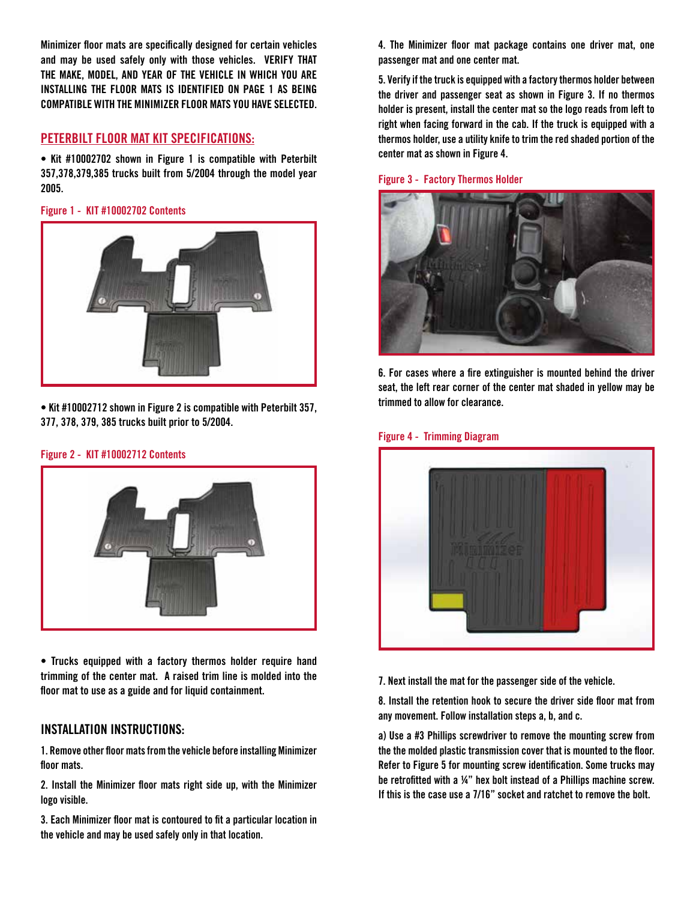Minimizer floor mats are specifically designed for certain vehicles and may be used safely only with those vehicles. **VERIFY THAT THE MAKE, MODEL, AND YEAR OF THE VEHICLE IN WHICH YOU ARE INSTALLING THE FLOOR MATS IS IDENTIFIED ON PAGE 1 AS BEING COMPATIBLE WITH THE MINIMIZER FLOOR MATS YOU HAVE SELECTED.**

## PETERBILT FLOOR MAT KIT SPECIFICATIONS:

- Kit #10002702 shown in Figure 1 is compatible with Peterbilt 357,378,379,385 trucks built from 5/2004 through the model year 2005.

Figure 1 - KIT #10002702 Contents

- Kit #10002712 shown in Figure 2 is compatible with Peterbilt 357, 377, 378, 379, 385 trucks built prior to 5/2004.

Figure 2 - KIT #10002712 Contents

- Trucks equipped with a factory thermos holder require hand trimming of the center mat. A raised trim line is molded into the floor mat to use as a guide and for liquid containment.

## INSTALLATION INSTRUCTIONS:

1. Remove other floor mats from the vehicle before installing Minimizer floor mats.

2. Install the Minimizer floor mats right side up, with the Minimizer logo visible.

3. Each Minimizer floor mat is contoured to fit a particular location in the vehicle and may be used safely only in that location.

4. The Minimizer floor mat package contains one driver mat, one passenger mat and one center mat.

5. Verify if the truck is equipped with a factory thermos holder between the driver and passenger seat as shown in Figure 3. If no thermos holder is present, install the center mat so the logo reads from left to right when facing forward in the cab. If the truck is equipped with a thermos holder, use a utility knife to trim the red shaded portion of the center mat as shown in Figure 4.

Figure 3 - Factory Thermos Holder

6. For cases where a fire extinguisher is mounted behind the driver seat, the left rear corner of the center mat shaded in yellow may be trimmed to allow for clearance.

Figure 4 - Trimming Diagram

7. Next install the mat for the passenger side of the vehicle.

8. Install the retention hook to secure the driver side floor mat from any movement. Follow installation steps a, b, and c.

a) Use a #3 Phillips screwdriver to remove the mounting screw from the the molded plastic transmission cover that is mounted to the floor. Refer to Figure 5 for mounting screw identification. Some trucks may be retrofitted with a ¼" hex bolt instead of a Phillips machine screw. If this is the case use a 7/16" socket and ratchet to remove the bolt.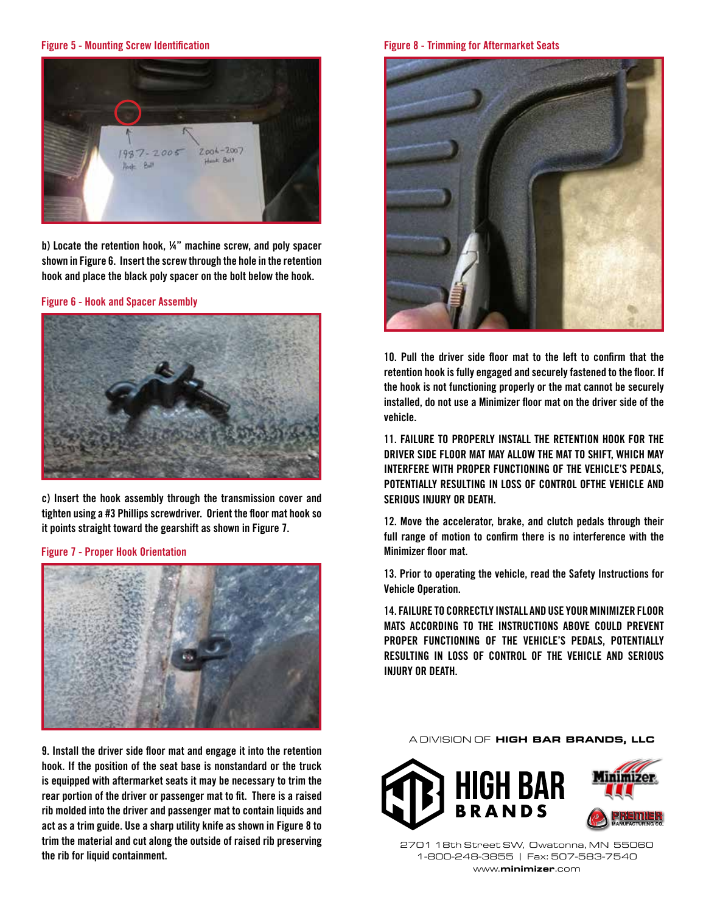Figure 5 - Mounting Screw Identification

1987-2005 Hook Bolt

2006-2007 Hook Bolt

**b) Locate the retention hook, ¼" machine screw, and poly spacer shown in Figure 6. Insert the screw through the hole in the retention hook and place the black poly spacer on the bolt below the hook.**

Figure 6 - Hook and Spacer Assembly

**c) Insert the hook assembly through the transmission cover and tighten using a #3 Phillips screwdriver. Orient the floor mat hook so it points straight toward the gearshift as shown in Figure 7.**

Figure 7 - Proper Hook Orientation

**9. Install the driver side floor mat and engage it into the retention hook. If the position of the seat base is nonstandard or the truck is equipped with aftermarket seats it may be necessary to trim the rear portion of the driver or passenger mat to fit. There is a raised rib molded into the driver and passenger mat to contain liquids and act as a trim guide. Use a sharp utility knife as shown in Figure 8 to trim the material and cut along the outside of raised rib preserving the rib for liquid containment.**

Figure 8 - Trimming for Aftermarket Seats

**10. Pull the driver side floor mat to the left to confirm that the retention hook is fully engaged and securely fastened to the floor. If the hook is not functioning properly or the mat cannot be securely installed, do not use a Minimizer floor mat on the driver side of the vehicle.**

**11. FAILURE TO PROPERLY INSTALL THE RETENTION HOOK FOR THE DRIVER SIDE FLOOR MAT MAY ALLOW THE MAT TO SHIFT, WHICH MAY INTERFERE WITH PROPER FUNCTIONING OF THE VEHICLE'S PEDALS, POTENTIALLY RESULTING IN LOSS OF CONTROL OFTHE VEHICLE AND SERIOUS INJURY OR DEATH.**

**12. Move the accelerator, brake, and clutch pedals through their full range of motion to confirm there is no interference with the Minimizer floor mat.**

**13. Prior to operating the vehicle, read the Safety Instructions for Vehicle Operation.**

**14. FAILURE TO CORRECTLY INSTALL AND USE YOUR MINIMIZER FLOOR MATS ACCORDING TO THE INSTRUCTIONS ABOVE COULD PREVENT PROPER FUNCTIONING OF THE VEHICLE'S PEDALS, POTENTIALLY RESULTING IN LOSS OF CONTROL OF THE VEHICLE AND SERIOUS INJURY OR DEATH.**

A DIVISION OF **HIGH BAR BRANDS, LLC**

HIGH BAR BRANDS

Minimizer

PREMIER MANUFACTURING CO.

2701 18th Street SW, Owatonna, MN 55060
1-800-248-3855 | Fax: 507-583-7540
www.**minimizer**.com